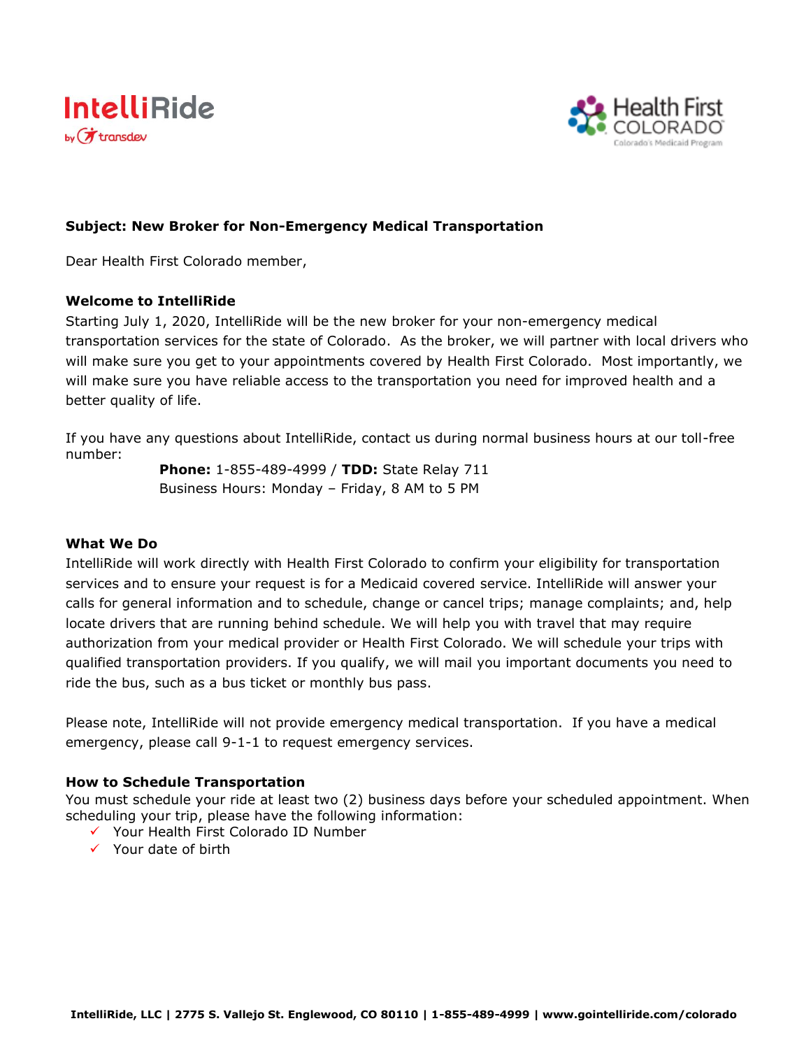**Subject: New Broker for Non-Emergency Medical Transportation**

Dear Health First Colorado member,

**Welcome to IntelliRide**

Starting July 1, 2020, IntelliRide will be the new broker for your non-emergency medical transportation services for the state of Colorado. As the broker, we will partner with local drivers who will make sure you get to your appointments covered by Health First Colorado. Most importantly, we will make sure you have reliable access to the transportation you need for improved health and a better quality of life.

If you have any questions about IntelliRide, contact us during normal business hours at our toll-free number:

> **Phone:** 1-855-489-4999 / **TDD:** State Relay 711
> Business Hours: Monday – Friday, 8 AM to 5 PM

**What We Do**

IntelliRide will work directly with Health First Colorado to confirm your eligibility for transportation services and to ensure your request is for a Medicaid covered service. IntelliRide will answer your calls for general information and to schedule, change or cancel trips; manage complaints; and, help locate drivers that are running behind schedule. We will help you with travel that may require authorization from your medical provider or Health First Colorado. We will schedule your trips with qualified transportation providers. If you qualify, we will mail you important documents you need to ride the bus, such as a bus ticket or monthly bus pass.

Please note, IntelliRide will not provide emergency medical transportation. If you have a medical emergency, please call 9-1-1 to request emergency services.

**How to Schedule Transportation**

You must schedule your ride at least two (2) business days before your scheduled appointment. When scheduling your trip, please have the following information:

- ✓ Your Health First Colorado ID Number
- ✓ Your date of birth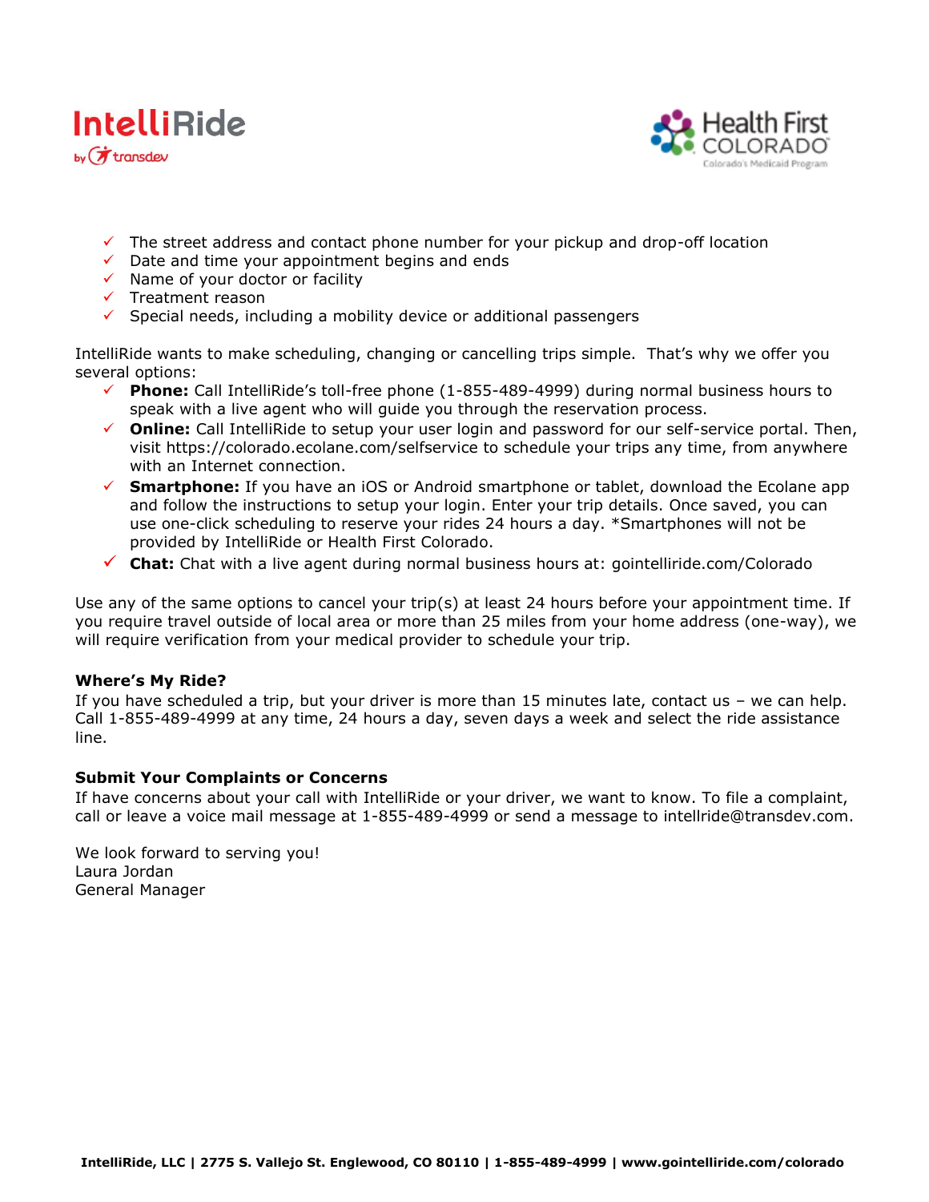- ✓ The street address and contact phone number for your pickup and drop-off location
- ✓ Date and time your appointment begins and ends
- ✓ Name of your doctor or facility
- ✓ Treatment reason
- ✓ Special needs, including a mobility device or additional passengers

IntelliRide wants to make scheduling, changing or cancelling trips simple. That's why we offer you several options:

- ✓ **Phone:** Call IntelliRide's toll-free phone (1-855-489-4999) during normal business hours to speak with a live agent who will guide you through the reservation process.
- ✓ **Online:** Call IntelliRide to setup your user login and password for our self-service portal. Then, visit https://colorado.ecolane.com/selfservice to schedule your trips any time, from anywhere with an Internet connection.
- ✓ **Smartphone:** If you have an iOS or Android smartphone or tablet, download the Ecolane app and follow the instructions to setup your login. Enter your trip details. Once saved, you can use one-click scheduling to reserve your rides 24 hours a day. *Smartphones will not be provided by IntelliRide or Health First Colorado.
- ✓ **Chat:** Chat with a live agent during normal business hours at: gointelliride.com/Colorado

Use any of the same options to cancel your trip(s) at least 24 hours before your appointment time. If you require travel outside of local area or more than 25 miles from your home address (one-way), we will require verification from your medical provider to schedule your trip.

**Where's My Ride?**

If you have scheduled a trip, but your driver is more than 15 minutes late, contact us – we can help. Call 1-855-489-4999 at any time, 24 hours a day, seven days a week and select the ride assistance line.

**Submit Your Complaints or Concerns**

If have concerns about your call with IntelliRide or your driver, we want to know. To file a complaint, call or leave a voice mail message at 1-855-489-4999 or send a message to intellride@transdev.com.

We look forward to serving you!
Laura Jordan
General Manager

**IntelliRide, LLC | 2775 S. Vallejo St. Englewood, CO 80110 | 1-855-489-4999 | www.gointelliride.com/colorado**